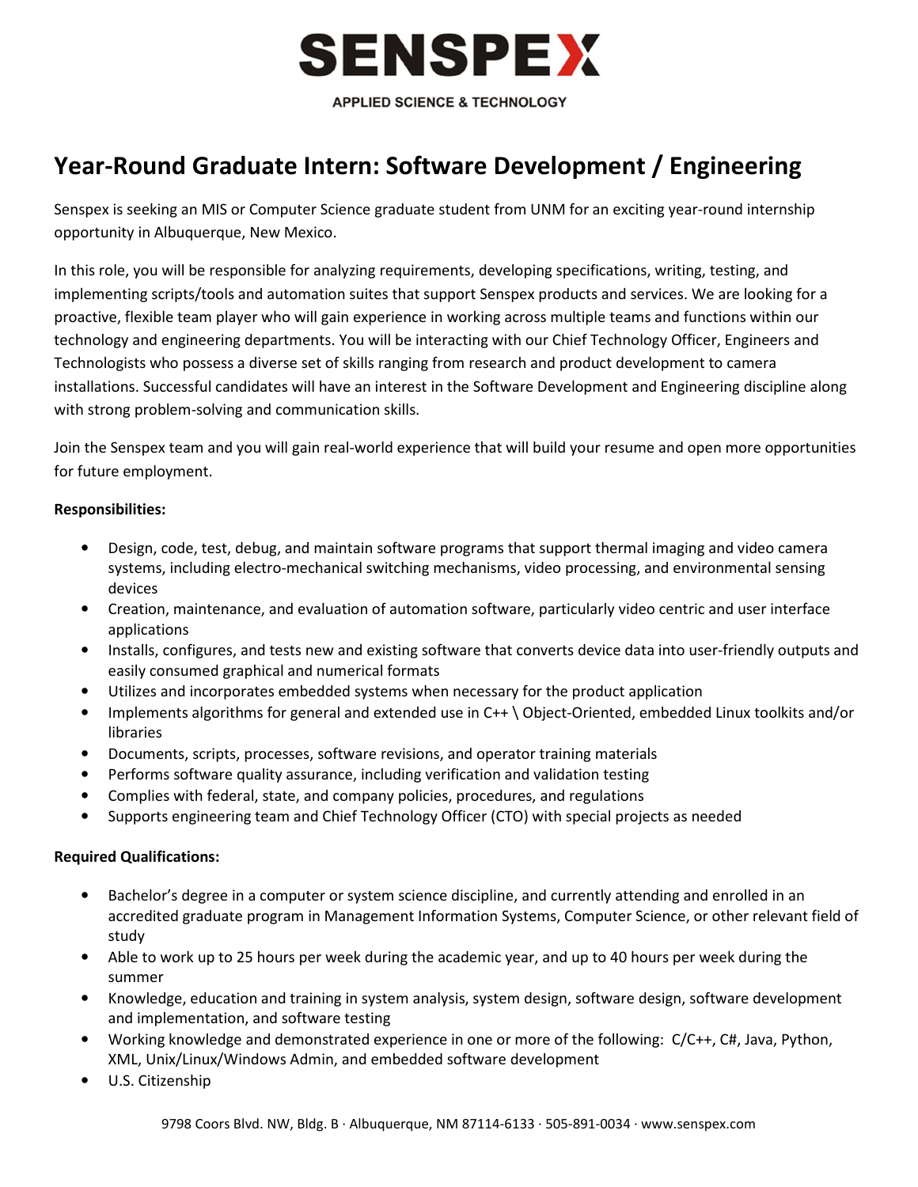SENSPEX

APPLIED SCIENCE & TECHNOLOGY

# Year-Round Graduate Intern: Software Development / Engineering

Senspex is seeking an MIS or Computer Science graduate student from UNM for an exciting year-round internship opportunity in Albuquerque, New Mexico.

In this role, you will be responsible for analyzing requirements, developing specifications, writing, testing, and implementing scripts/tools and automation suites that support Senspex products and services. We are looking for a proactive, flexible team player who will gain experience in working across multiple teams and functions within our technology and engineering departments. You will be interacting with our Chief Technology Officer, Engineers and Technologists who possess a diverse set of skills ranging from research and product development to camera installations. Successful candidates will have an interest in the Software Development and Engineering discipline along with strong problem-solving and communication skills.

Join the Senspex team and you will gain real-world experience that will build your resume and open more opportunities for future employment.

**Responsibilities:**

- Design, code, test, debug, and maintain software programs that support thermal imaging and video camera systems, including electro-mechanical switching mechanisms, video processing, and environmental sensing devices
- Creation, maintenance, and evaluation of automation software, particularly video centric and user interface applications
- Installs, configures, and tests new and existing software that converts device data into user-friendly outputs and easily consumed graphical and numerical formats
- Utilizes and incorporates embedded systems when necessary for the product application
- Implements algorithms for general and extended use in C++ \ Object-Oriented, embedded Linux toolkits and/or libraries
- Documents, scripts, processes, software revisions, and operator training materials
- Performs software quality assurance, including verification and validation testing
- Complies with federal, state, and company policies, procedures, and regulations
- Supports engineering team and Chief Technology Officer (CTO) with special projects as needed

**Required Qualifications:**

- Bachelor's degree in a computer or system science discipline, and currently attending and enrolled in an accredited graduate program in Management Information Systems, Computer Science, or other relevant field of study
- Able to work up to 25 hours per week during the academic year, and up to 40 hours per week during the summer
- Knowledge, education and training in system analysis, system design, software design, software development and implementation, and software testing
- Working knowledge and demonstrated experience in one or more of the following: C/C++, C#, Java, Python, XML, Unix/Linux/Windows Admin, and embedded software development
- U.S. Citizenship

9798 Coors Blvd. NW, Bldg. B · Albuquerque, NM 87114-6133 · 505-891-0034 · www.senspex.com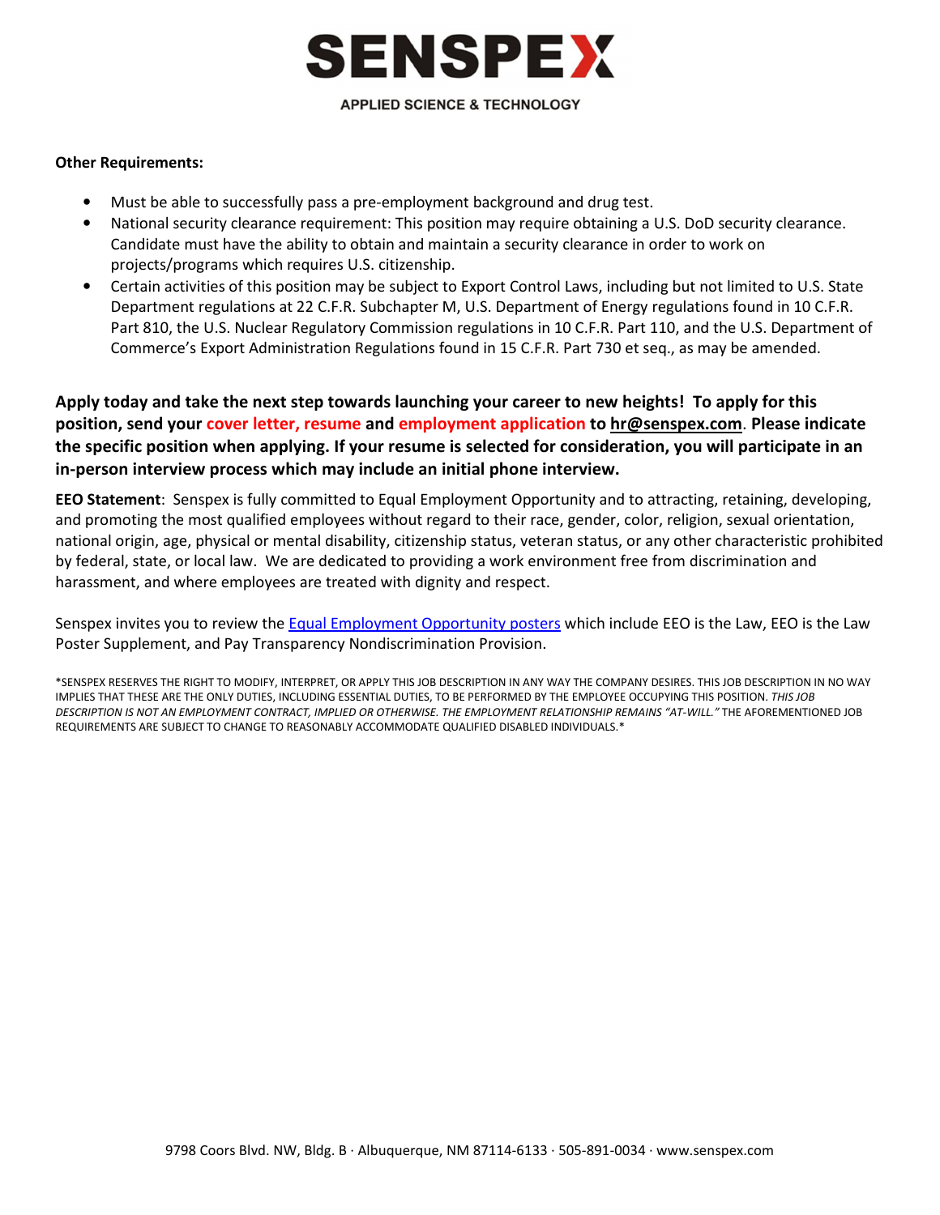**Other Requirements:**

- Must be able to successfully pass a pre-employment background and drug test.
- National security clearance requirement: This position may require obtaining a U.S. DoD security clearance. Candidate must have the ability to obtain and maintain a security clearance in order to work on projects/programs which requires U.S. citizenship.
- Certain activities of this position may be subject to Export Control Laws, including but not limited to U.S. State Department regulations at 22 C.F.R. Subchapter M, U.S. Department of Energy regulations found in 10 C.F.R. Part 810, the U.S. Nuclear Regulatory Commission regulations in 10 C.F.R. Part 110, and the U.S. Department of Commerce's Export Administration Regulations found in 15 C.F.R. Part 730 et seq., as may be amended.

**Apply today and take the next step towards launching your career to new heights! To apply for this position, send your cover letter, resume and employment application to hr@senspex.com. Please indicate the specific position when applying. If your resume is selected for consideration, you will participate in an in-person interview process which may include an initial phone interview.**

**EEO Statement**: Senspex is fully committed to Equal Employment Opportunity and to attracting, retaining, developing, and promoting the most qualified employees without regard to their race, gender, color, religion, sexual orientation, national origin, age, physical or mental disability, citizenship status, veteran status, or any other characteristic prohibited by federal, state, or local law. We are dedicated to providing a work environment free from discrimination and harassment, and where employees are treated with dignity and respect.

Senspex invites you to review the Equal Employment Opportunity posters which include EEO is the Law, EEO is the Law Poster Supplement, and Pay Transparency Nondiscrimination Provision.

*SENSPEX RESERVES THE RIGHT TO MODIFY, INTERPRET, OR APPLY THIS JOB DESCRIPTION IN ANY WAY THE COMPANY DESIRES. THIS JOB DESCRIPTION IN NO WAY IMPLIES THAT THESE ARE THE ONLY DUTIES, INCLUDING ESSENTIAL DUTIES, TO BE PERFORMED BY THE EMPLOYEE OCCUPYING THIS POSITION. *THIS JOB DESCRIPTION IS NOT AN EMPLOYMENT CONTRACT, IMPLIED OR OTHERWISE. THE EMPLOYMENT RELATIONSHIP REMAINS "AT-WILL."* THE AFOREMENTIONED JOB REQUIREMENTS ARE SUBJECT TO CHANGE TO REASONABLY ACCOMMODATE QUALIFIED DISABLED INDIVIDUALS.*